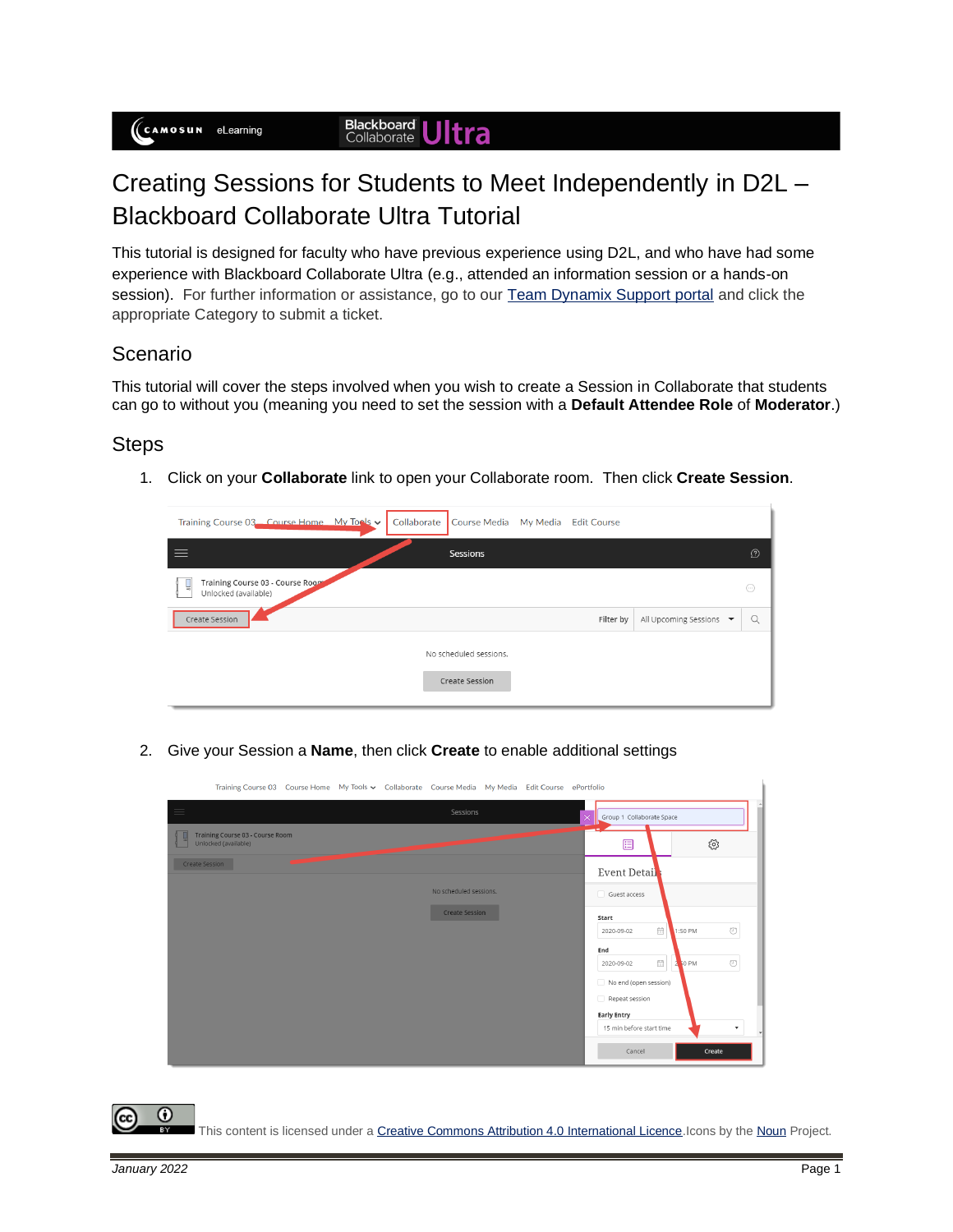# Creating Sessions for Students to Meet Independently in D2L – Blackboard Collaborate Ultra Tutorial

This tutorial is designed for faculty who have previous experience using D2L, and who have had some experience with Blackboard Collaborate Ultra (e.g., attended an information session or a hands-on session). For further information or assistance, go to our Team Dynamix Support portal and click the appropriate Category to submit a ticket.

## Scenario

This tutorial will cover the steps involved when you wish to create a Session in Collaborate that students can go to without you (meaning you need to set the session with a **Default Attendee Role** of **Moderator**.)

## Steps

1. Click on your **Collaborate** link to open your Collaborate room. Then click **Create Session**.

2. Give your Session a **Name**, then click **Create** to enable additional settings

This content is licensed under a Creative Commons Attribution 4.0 International Licence. Icons by the Noun Project.

January 2022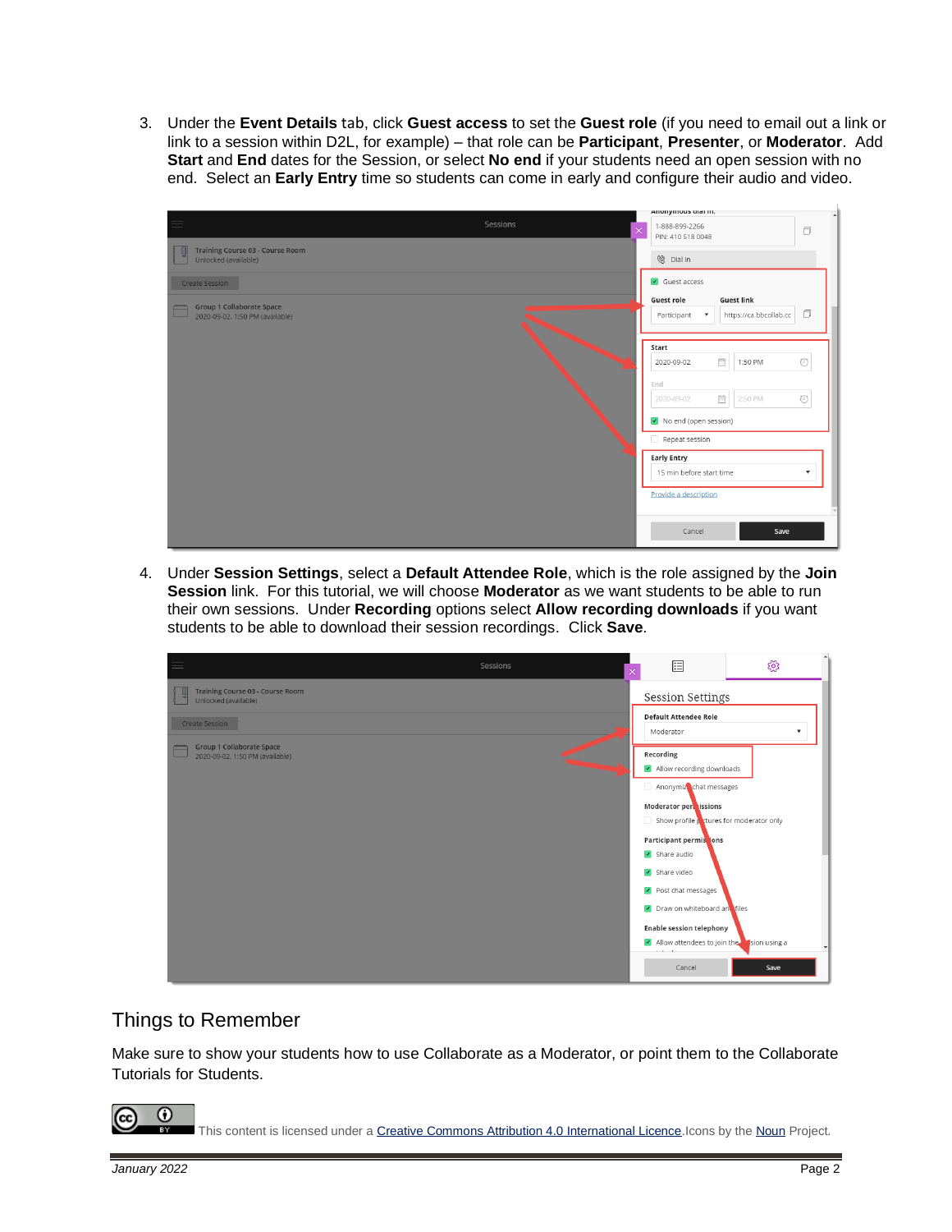3. Under the **Event Details** tab, click **Guest access** to set the **Guest role** (if you need to email out a link or link to a session within D2L, for example) – that role can be **Participant**, **Presenter**, or **Moderator**. Add **Start** and **End** dates for the Session, or select **No end** if your students need an open session with no end. Select an **Early Entry** time so students can come in early and configure their audio and video.

4. Under **Session Settings**, select a **Default Attendee Role**, which is the role assigned by the **Join Session** link. For this tutorial, we will choose **Moderator** as we want students to be able to run their own sessions. Under **Recording** options select **Allow recording downloads** if you want students to be able to download their session recordings. Click **Save**.

## Things to Remember

Make sure to show your students how to use Collaborate as a Moderator, or point them to the Collaborate Tutorials for Students.

This content is licensed under a Creative Commons Attribution 4.0 International Licence. Icons by the Noun Project.

*January 2022*